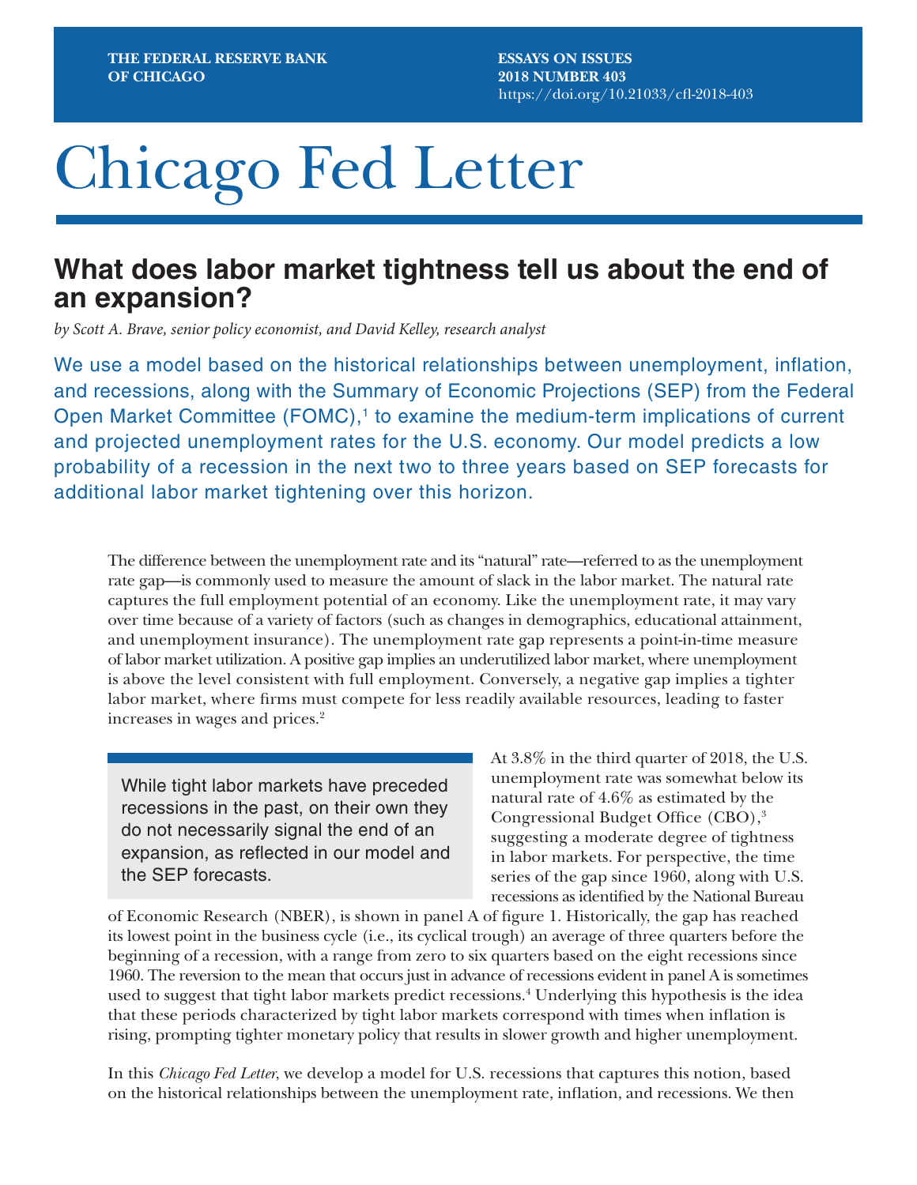THE FEDERAL RESERVE BANK OF CHICAGO

ESSAYS ON ISSUES
2018 NUMBER 403
https://doi.org/10.21033/cfl-2018-403

# Chicago Fed Letter

## What does labor market tightness tell us about the end of an expansion?

*by Scott A. Brave, senior policy economist, and David Kelley, research analyst*

We use a model based on the historical relationships between unemployment, inflation, and recessions, along with the Summary of Economic Projections (SEP) from the Federal Open Market Committee (FOMC),[1] to examine the medium-term implications of current and projected unemployment rates for the U.S. economy. Our model predicts a low probability of a recession in the next two to three years based on SEP forecasts for additional labor market tightening over this horizon.

The difference between the unemployment rate and its "natural" rate—referred to as the unemployment rate gap—is commonly used to measure the amount of slack in the labor market. The natural rate captures the full employment potential of an economy. Like the unemployment rate, it may vary over time because of a variety of factors (such as changes in demographics, educational attainment, and unemployment insurance). The unemployment rate gap represents a point-in-time measure of labor market utilization. A positive gap implies an underutilized labor market, where unemployment is above the level consistent with full employment. Conversely, a negative gap implies a tighter labor market, where firms must compete for less readily available resources, leading to faster increases in wages and prices.[2]

> While tight labor markets have preceded recessions in the past, on their own they do not necessarily signal the end of an expansion, as reflected in our model and the SEP forecasts.

At 3.8% in the third quarter of 2018, the U.S. unemployment rate was somewhat below its natural rate of 4.6% as estimated by the Congressional Budget Office (CBO),[3] suggesting a moderate degree of tightness in labor markets. For perspective, the time series of the gap since 1960, along with U.S. recessions as identified by the National Bureau of Economic Research (NBER), is shown in panel A of figure 1. Historically, the gap has reached its lowest point in the business cycle (i.e., its cyclical trough) an average of three quarters before the beginning of a recession, with a range from zero to six quarters based on the eight recessions since 1960. The reversion to the mean that occurs just in advance of recessions evident in panel A is sometimes used to suggest that tight labor markets predict recessions.[4] Underlying this hypothesis is the idea that these periods characterized by tight labor markets correspond with times when inflation is rising, prompting tighter monetary policy that results in slower growth and higher unemployment.

In this *Chicago Fed Letter*, we develop a model for U.S. recessions that captures this notion, based on the historical relationships between the unemployment rate, inflation, and recessions. We then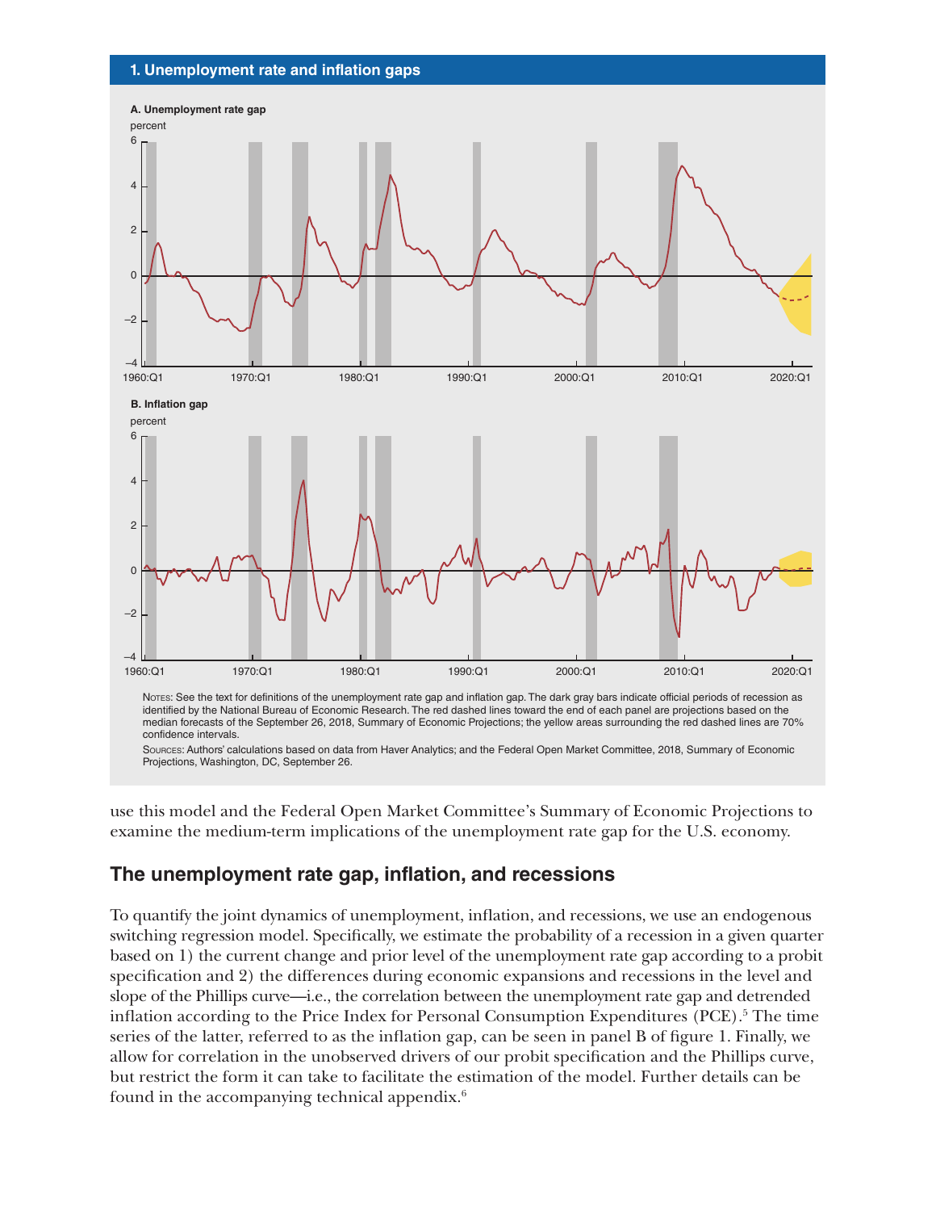**1. Unemployment rate and inflation gaps**

**A. Unemployment rate gap**

**B. Inflation gap**

Notes: See the text for definitions of the unemployment rate gap and inflation gap. The dark gray bars indicate official periods of recession as identified by the National Bureau of Economic Research. The red dashed lines toward the end of each panel are projections based on the median forecasts of the September 26, 2018, Summary of Economic Projections; the yellow areas surrounding the red dashed lines are 70% confidence intervals.

Sources: Authors' calculations based on data from Haver Analytics; and the Federal Open Market Committee, 2018, Summary of Economic Projections, Washington, DC, September 26.

use this model and the Federal Open Market Committee's Summary of Economic Projections to examine the medium-term implications of the unemployment rate gap for the U.S. economy.

## The unemployment rate gap, inflation, and recessions

To quantify the joint dynamics of unemployment, inflation, and recessions, we use an endogenous switching regression model. Specifically, we estimate the probability of a recession in a given quarter based on 1) the current change and prior level of the unemployment rate gap according to a probit specification and 2) the differences during economic expansions and recessions in the level and slope of the Phillips curve—i.e., the correlation between the unemployment rate gap and detrended inflation according to the Price Index for Personal Consumption Expenditures (PCE).[5] The time series of the latter, referred to as the inflation gap, can be seen in panel B of figure 1. Finally, we allow for correlation in the unobserved drivers of our probit specification and the Phillips curve, but restrict the form it can take to facilitate the estimation of the model. Further details can be found in the accompanying technical appendix.[6]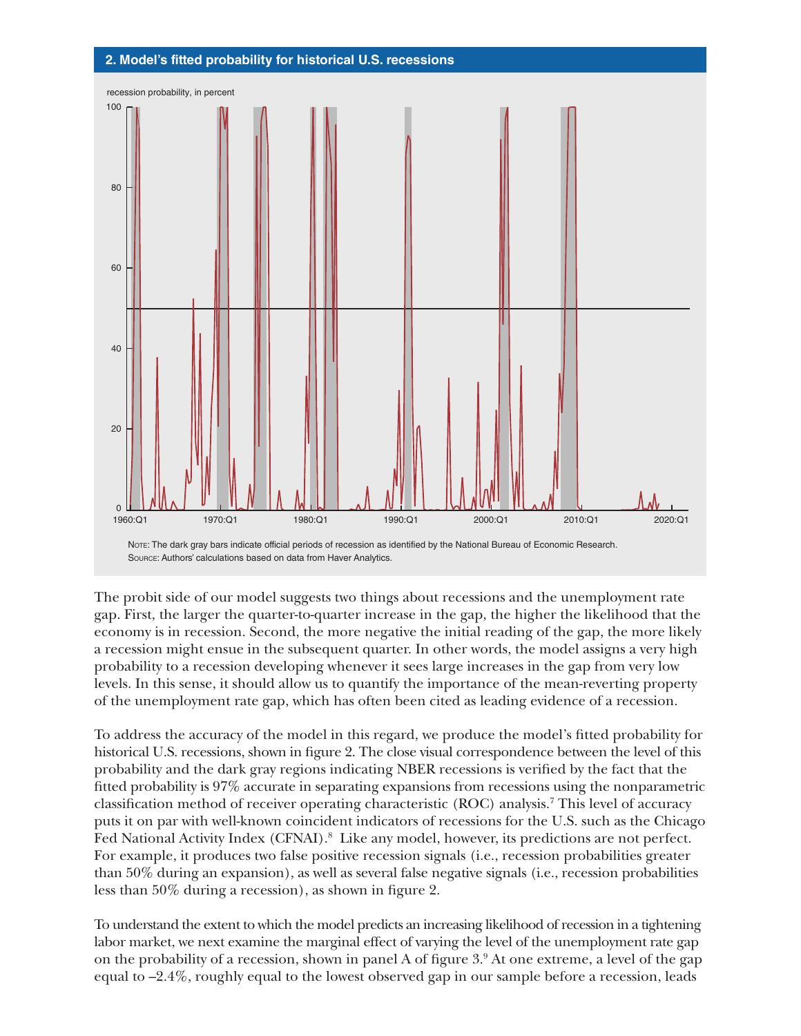**2. Model's fitted probability for historical U.S. recessions**

recession probability, in percent

NOTE: The dark gray bars indicate official periods of recession as identified by the National Bureau of Economic Research.
SOURCE: Authors' calculations based on data from Haver Analytics.

The probit side of our model suggests two things about recessions and the unemployment rate gap. First, the larger the quarter-to-quarter increase in the gap, the higher the likelihood that the economy is in recession. Second, the more negative the initial reading of the gap, the more likely a recession might ensue in the subsequent quarter. In other words, the model assigns a very high probability to a recession developing whenever it sees large increases in the gap from very low levels. In this sense, it should allow us to quantify the importance of the mean-reverting property of the unemployment rate gap, which has often been cited as leading evidence of a recession.

To address the accuracy of the model in this regard, we produce the model's fitted probability for historical U.S. recessions, shown in figure 2. The close visual correspondence between the level of this probability and the dark gray regions indicating NBER recessions is verified by the fact that the fitted probability is 97% accurate in separating expansions from recessions using the nonparametric classification method of receiver operating characteristic (ROC) analysis.[7] This level of accuracy puts it on par with well-known coincident indicators of recessions for the U.S. such as the Chicago Fed National Activity Index (CFNAI).[8] Like any model, however, its predictions are not perfect. For example, it produces two false positive recession signals (i.e., recession probabilities greater than 50% during an expansion), as well as several false negative signals (i.e., recession probabilities less than 50% during a recession), as shown in figure 2.

To understand the extent to which the model predicts an increasing likelihood of recession in a tightening labor market, we next examine the marginal effect of varying the level of the unemployment rate gap on the probability of a recession, shown in panel A of figure 3.[9] At one extreme, a level of the gap equal to –2.4%, roughly equal to the lowest observed gap in our sample before a recession, leads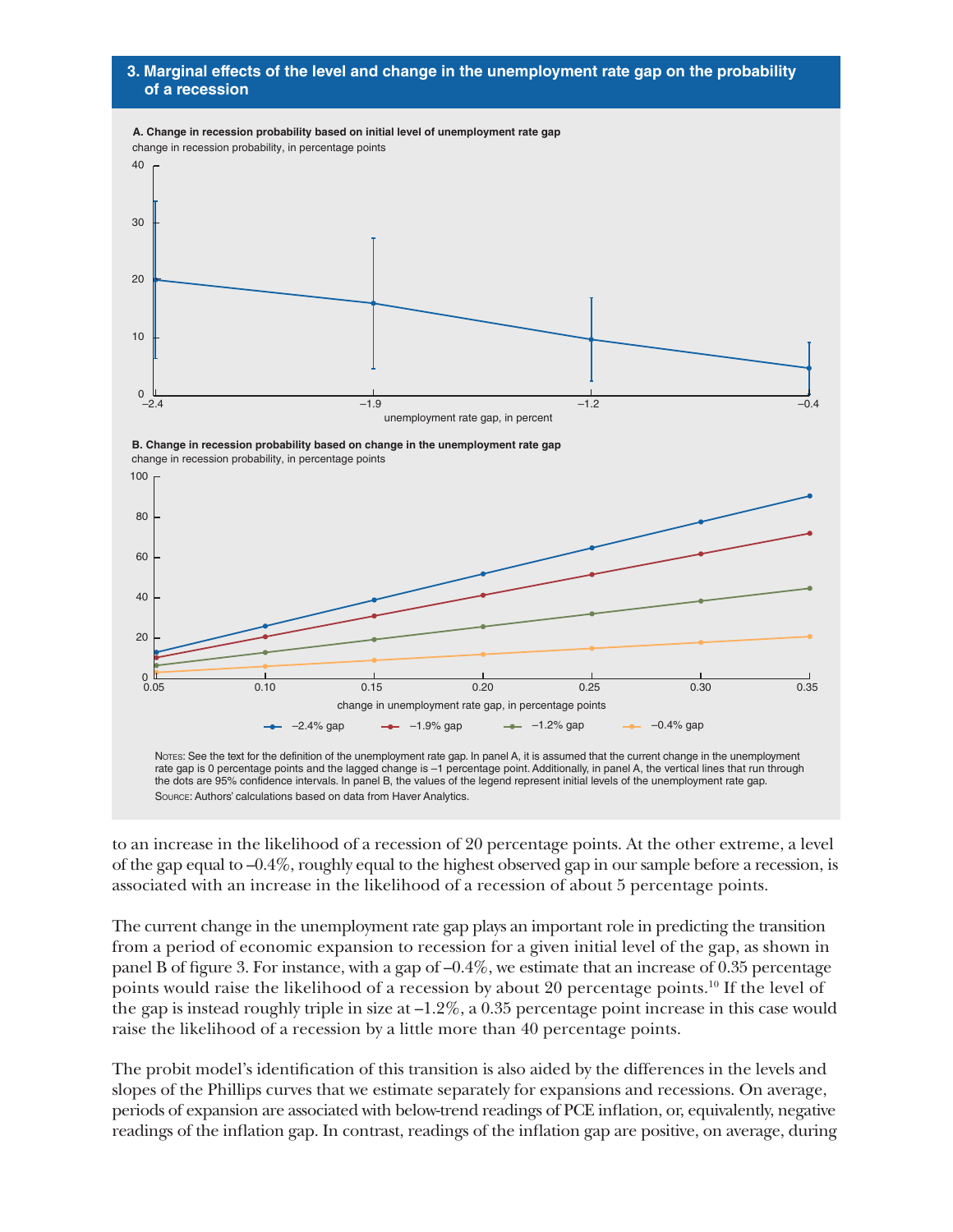## 3. Marginal effects of the level and change in the unemployment rate gap on the probability of a recession

**A. Change in recession probability based on initial level of unemployment rate gap**

change in recession probability, in percentage points

unemployment rate gap, in percent

**B. Change in recession probability based on change in the unemployment rate gap**

change in recession probability, in percentage points

change in unemployment rate gap, in percentage points

–2.4% gap | –1.9% gap | –1.2% gap | –0.4% gap

Notes: See the text for the definition of the unemployment rate gap. In panel A, it is assumed that the current change in the unemployment rate gap is 0 percentage points and the lagged change is –1 percentage point. Additionally, in panel A, the vertical lines that run through the dots are 95% confidence intervals. In panel B, the values of the legend represent initial levels of the unemployment rate gap.

Source: Authors' calculations based on data from Haver Analytics.

to an increase in the likelihood of a recession of 20 percentage points. At the other extreme, a level of the gap equal to –0.4%, roughly equal to the highest observed gap in our sample before a recession, is associated with an increase in the likelihood of a recession of about 5 percentage points.

The current change in the unemployment rate gap plays an important role in predicting the transition from a period of economic expansion to recession for a given initial level of the gap, as shown in panel B of figure 3. For instance, with a gap of –0.4%, we estimate that an increase of 0.35 percentage points would raise the likelihood of a recession by about 20 percentage points.[10] If the level of the gap is instead roughly triple in size at –1.2%, a 0.35 percentage point increase in this case would raise the likelihood of a recession by a little more than 40 percentage points.

The probit model's identification of this transition is also aided by the differences in the levels and slopes of the Phillips curves that we estimate separately for expansions and recessions. On average, periods of expansion are associated with below-trend readings of PCE inflation, or, equivalently, negative readings of the inflation gap. In contrast, readings of the inflation gap are positive, on average, during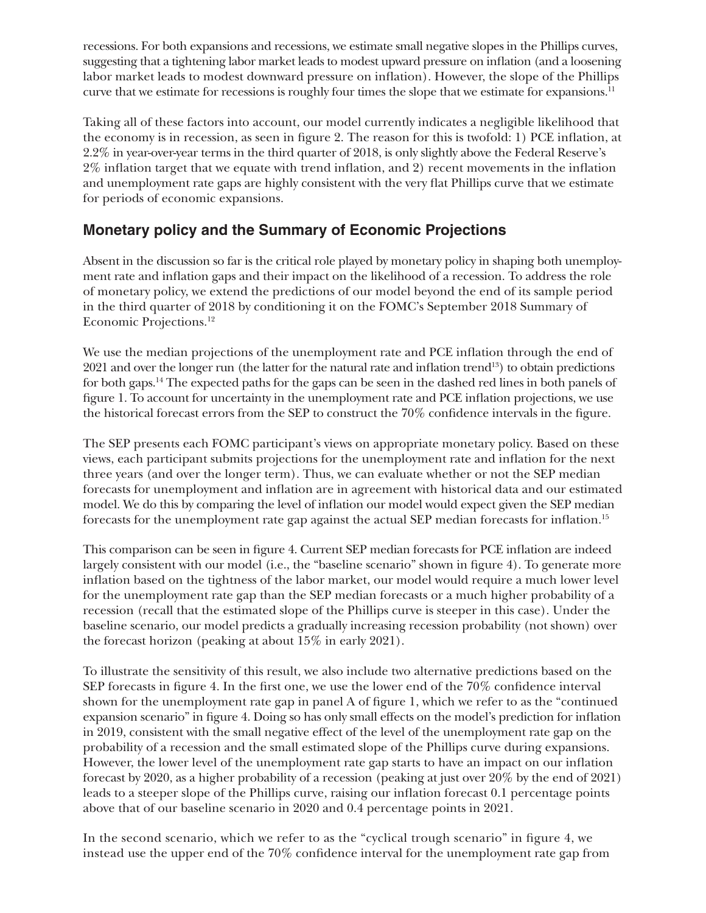recessions. For both expansions and recessions, we estimate small negative slopes in the Phillips curves, suggesting that a tightening labor market leads to modest upward pressure on inflation (and a loosening labor market leads to modest downward pressure on inflation). However, the slope of the Phillips curve that we estimate for recessions is roughly four times the slope that we estimate for expansions.[11]

Taking all of these factors into account, our model currently indicates a negligible likelihood that the economy is in recession, as seen in figure 2. The reason for this is twofold: 1) PCE inflation, at 2.2% in year-over-year terms in the third quarter of 2018, is only slightly above the Federal Reserve's 2% inflation target that we equate with trend inflation, and 2) recent movements in the inflation and unemployment rate gaps are highly consistent with the very flat Phillips curve that we estimate for periods of economic expansions.

## Monetary policy and the Summary of Economic Projections

Absent in the discussion so far is the critical role played by monetary policy in shaping both unemployment rate and inflation gaps and their impact on the likelihood of a recession. To address the role of monetary policy, we extend the predictions of our model beyond the end of its sample period in the third quarter of 2018 by conditioning it on the FOMC's September 2018 Summary of Economic Projections.[12]

We use the median projections of the unemployment rate and PCE inflation through the end of 2021 and over the longer run (the latter for the natural rate and inflation trend[13]) to obtain predictions for both gaps.[14] The expected paths for the gaps can be seen in the dashed red lines in both panels of figure 1. To account for uncertainty in the unemployment rate and PCE inflation projections, we use the historical forecast errors from the SEP to construct the 70% confidence intervals in the figure.

The SEP presents each FOMC participant's views on appropriate monetary policy. Based on these views, each participant submits projections for the unemployment rate and inflation for the next three years (and over the longer term). Thus, we can evaluate whether or not the SEP median forecasts for unemployment and inflation are in agreement with historical data and our estimated model. We do this by comparing the level of inflation our model would expect given the SEP median forecasts for the unemployment rate gap against the actual SEP median forecasts for inflation.[15]

This comparison can be seen in figure 4. Current SEP median forecasts for PCE inflation are indeed largely consistent with our model (i.e., the "baseline scenario" shown in figure 4). To generate more inflation based on the tightness of the labor market, our model would require a much lower level for the unemployment rate gap than the SEP median forecasts or a much higher probability of a recession (recall that the estimated slope of the Phillips curve is steeper in this case). Under the baseline scenario, our model predicts a gradually increasing recession probability (not shown) over the forecast horizon (peaking at about 15% in early 2021).

To illustrate the sensitivity of this result, we also include two alternative predictions based on the SEP forecasts in figure 4. In the first one, we use the lower end of the 70% confidence interval shown for the unemployment rate gap in panel A of figure 1, which we refer to as the "continued expansion scenario" in figure 4. Doing so has only small effects on the model's prediction for inflation in 2019, consistent with the small negative effect of the level of the unemployment rate gap on the probability of a recession and the small estimated slope of the Phillips curve during expansions. However, the lower level of the unemployment rate gap starts to have an impact on our inflation forecast by 2020, as a higher probability of a recession (peaking at just over 20% by the end of 2021) leads to a steeper slope of the Phillips curve, raising our inflation forecast 0.1 percentage points above that of our baseline scenario in 2020 and 0.4 percentage points in 2021.

In the second scenario, which we refer to as the "cyclical trough scenario" in figure 4, we instead use the upper end of the 70% confidence interval for the unemployment rate gap from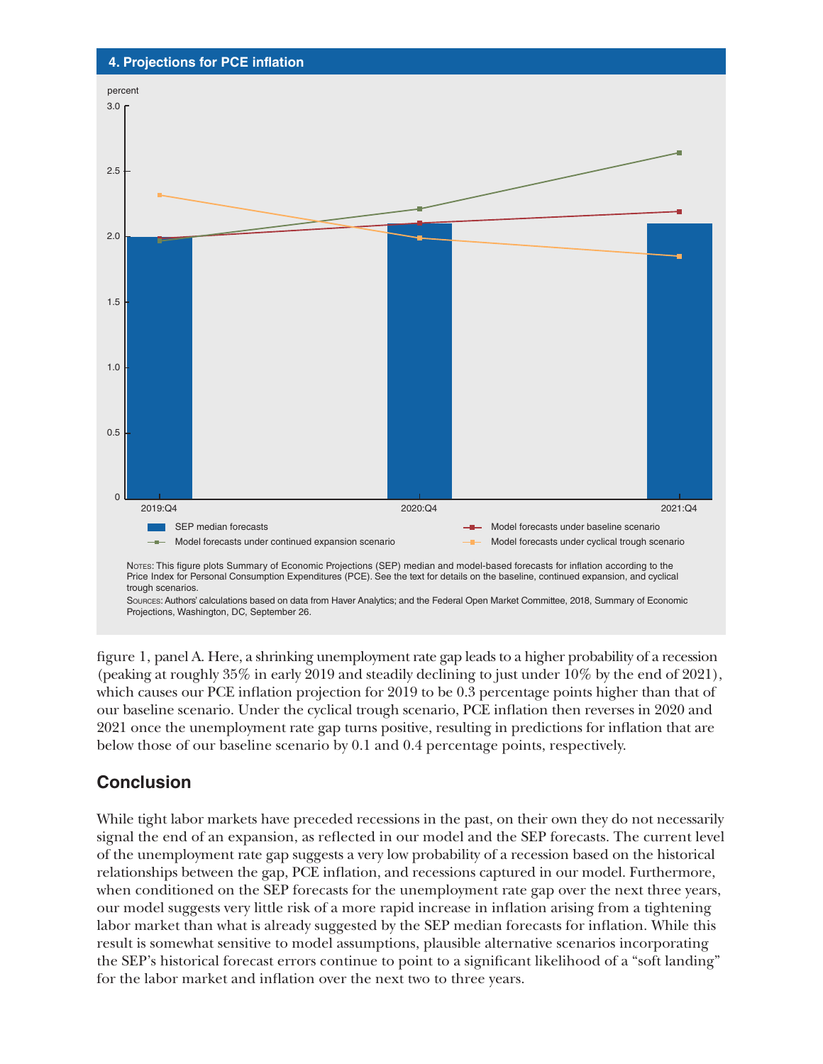**4. Projections for PCE inflation**

percent

SEP median forecasts; Model forecasts under baseline scenario; Model forecasts under continued expansion scenario; Model forecasts under cyclical trough scenario

NOTES: This figure plots Summary of Economic Projections (SEP) median and model-based forecasts for inflation according to the Price Index for Personal Consumption Expenditures (PCE). See the text for details on the baseline, continued expansion, and cyclical trough scenarios.

SOURCES: Authors' calculations based on data from Haver Analytics; and the Federal Open Market Committee, 2018, Summary of Economic Projections, Washington, DC, September 26.

figure 1, panel A. Here, a shrinking unemployment rate gap leads to a higher probability of a recession (peaking at roughly 35% in early 2019 and steadily declining to just under 10% by the end of 2021), which causes our PCE inflation projection for 2019 to be 0.3 percentage points higher than that of our baseline scenario. Under the cyclical trough scenario, PCE inflation then reverses in 2020 and 2021 once the unemployment rate gap turns positive, resulting in predictions for inflation that are below those of our baseline scenario by 0.1 and 0.4 percentage points, respectively.

## Conclusion

While tight labor markets have preceded recessions in the past, on their own they do not necessarily signal the end of an expansion, as reflected in our model and the SEP forecasts. The current level of the unemployment rate gap suggests a very low probability of a recession based on the historical relationships between the gap, PCE inflation, and recessions captured in our model. Furthermore, when conditioned on the SEP forecasts for the unemployment rate gap over the next three years, our model suggests very little risk of a more rapid increase in inflation arising from a tightening labor market than what is already suggested by the SEP median forecasts for inflation. While this result is somewhat sensitive to model assumptions, plausible alternative scenarios incorporating the SEP's historical forecast errors continue to point to a significant likelihood of a "soft landing" for the labor market and inflation over the next two to three years.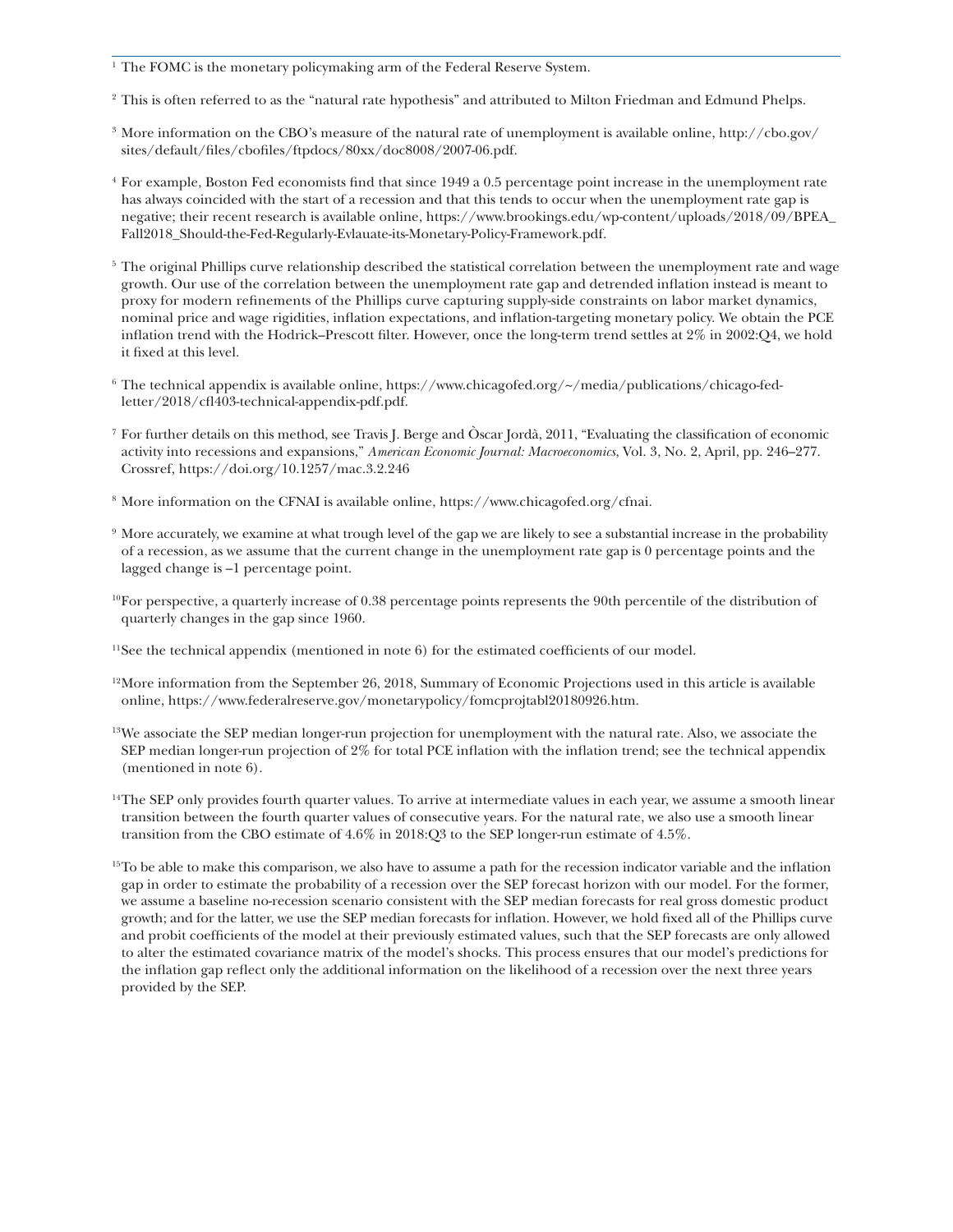[1] The FOMC is the monetary policymaking arm of the Federal Reserve System.

[2] This is often referred to as the "natural rate hypothesis" and attributed to Milton Friedman and Edmund Phelps.

[3] More information on the CBO's measure of the natural rate of unemployment is available online, http://cbo.gov/sites/default/files/cbofiles/ftpdocs/80xx/doc8008/2007-06.pdf.

[4] For example, Boston Fed economists find that since 1949 a 0.5 percentage point increase in the unemployment rate has always coincided with the start of a recession and that this tends to occur when the unemployment rate gap is negative; their recent research is available online, https://www.brookings.edu/wp-content/uploads/2018/09/BPEA_Fall2018_Should-the-Fed-Regularly-Evlauate-its-Monetary-Policy-Framework.pdf.

[5] The original Phillips curve relationship described the statistical correlation between the unemployment rate and wage growth. Our use of the correlation between the unemployment rate gap and detrended inflation instead is meant to proxy for modern refinements of the Phillips curve capturing supply-side constraints on labor market dynamics, nominal price and wage rigidities, inflation expectations, and inflation-targeting monetary policy. We obtain the PCE inflation trend with the Hodrick–Prescott filter. However, once the long-term trend settles at 2% in 2002:Q4, we hold it fixed at this level.

[6] The technical appendix is available online, https://www.chicagofed.org/~/media/publications/chicago-fed-letter/2018/cfl403-technical-appendix-pdf.pdf.

[7] For further details on this method, see Travis J. Berge and Òscar Jordà, 2011, "Evaluating the classification of economic activity into recessions and expansions," *American Economic Journal: Macroeconomics*, Vol. 3, No. 2, April, pp. 246–277. Crossref, https://doi.org/10.1257/mac.3.2.246

[8] More information on the CFNAI is available online, https://www.chicagofed.org/cfnai.

[9] More accurately, we examine at what trough level of the gap we are likely to see a substantial increase in the probability of a recession, as we assume that the current change in the unemployment rate gap is 0 percentage points and the lagged change is –1 percentage point.

[10] For perspective, a quarterly increase of 0.38 percentage points represents the 90th percentile of the distribution of quarterly changes in the gap since 1960.

[11] See the technical appendix (mentioned in note 6) for the estimated coefficients of our model.

[12] More information from the September 26, 2018, Summary of Economic Projections used in this article is available online, https://www.federalreserve.gov/monetarypolicy/fomcprojtabl20180926.htm.

[13] We associate the SEP median longer-run projection for unemployment with the natural rate. Also, we associate the SEP median longer-run projection of 2% for total PCE inflation with the inflation trend; see the technical appendix (mentioned in note 6).

[14] The SEP only provides fourth quarter values. To arrive at intermediate values in each year, we assume a smooth linear transition between the fourth quarter values of consecutive years. For the natural rate, we also use a smooth linear transition from the CBO estimate of 4.6% in 2018:Q3 to the SEP longer-run estimate of 4.5%.

[15] To be able to make this comparison, we also have to assume a path for the recession indicator variable and the inflation gap in order to estimate the probability of a recession over the SEP forecast horizon with our model. For the former, we assume a baseline no-recession scenario consistent with the SEP median forecasts for real gross domestic product growth; and for the latter, we use the SEP median forecasts for inflation. However, we hold fixed all of the Phillips curve and probit coefficients of the model at their previously estimated values, such that the SEP forecasts are only allowed to alter the estimated covariance matrix of the model's shocks. This process ensures that our model's predictions for the inflation gap reflect only the additional information on the likelihood of a recession over the next three years provided by the SEP.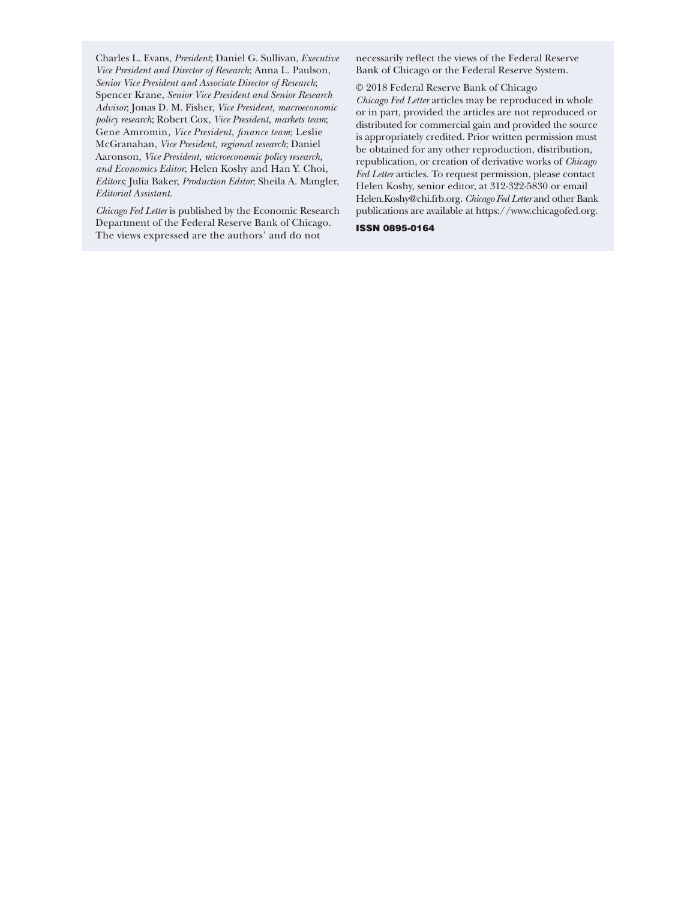Charles L. Evans, *President*; Daniel G. Sullivan, *Executive Vice President and Director of Research*; Anna L. Paulson, *Senior Vice President and Associate Director of Research*; Spencer Krane, *Senior Vice President and Senior Research Advisor*; Jonas D. M. Fisher, *Vice President, macroeconomic policy research*; Robert Cox, *Vice President, markets team*; Gene Amromin, *Vice President, finance team*; Leslie McGranahan, *Vice President, regional research*; Daniel Aaronson, *Vice President, microeconomic policy research, and Economics Editor*; Helen Koshy and Han Y. Choi, *Editors*; Julia Baker, *Production Editor*; Sheila A. Mangler, *Editorial Assistant*.

*Chicago Fed Letter* is published by the Economic Research Department of the Federal Reserve Bank of Chicago. The views expressed are the authors' and do not necessarily reflect the views of the Federal Reserve Bank of Chicago or the Federal Reserve System.

© 2018 Federal Reserve Bank of Chicago
*Chicago Fed Letter* articles may be reproduced in whole or in part, provided the articles are not reproduced or distributed for commercial gain and provided the source is appropriately credited. Prior written permission must be obtained for any other reproduction, distribution, republication, or creation of derivative works of *Chicago Fed Letter* articles. To request permission, please contact Helen Koshy, senior editor, at 312-322-5830 or email Helen.Koshy@chi.frb.org. *Chicago Fed Letter* and other Bank publications are available at https://www.chicagofed.org.

**ISSN 0895-0164**